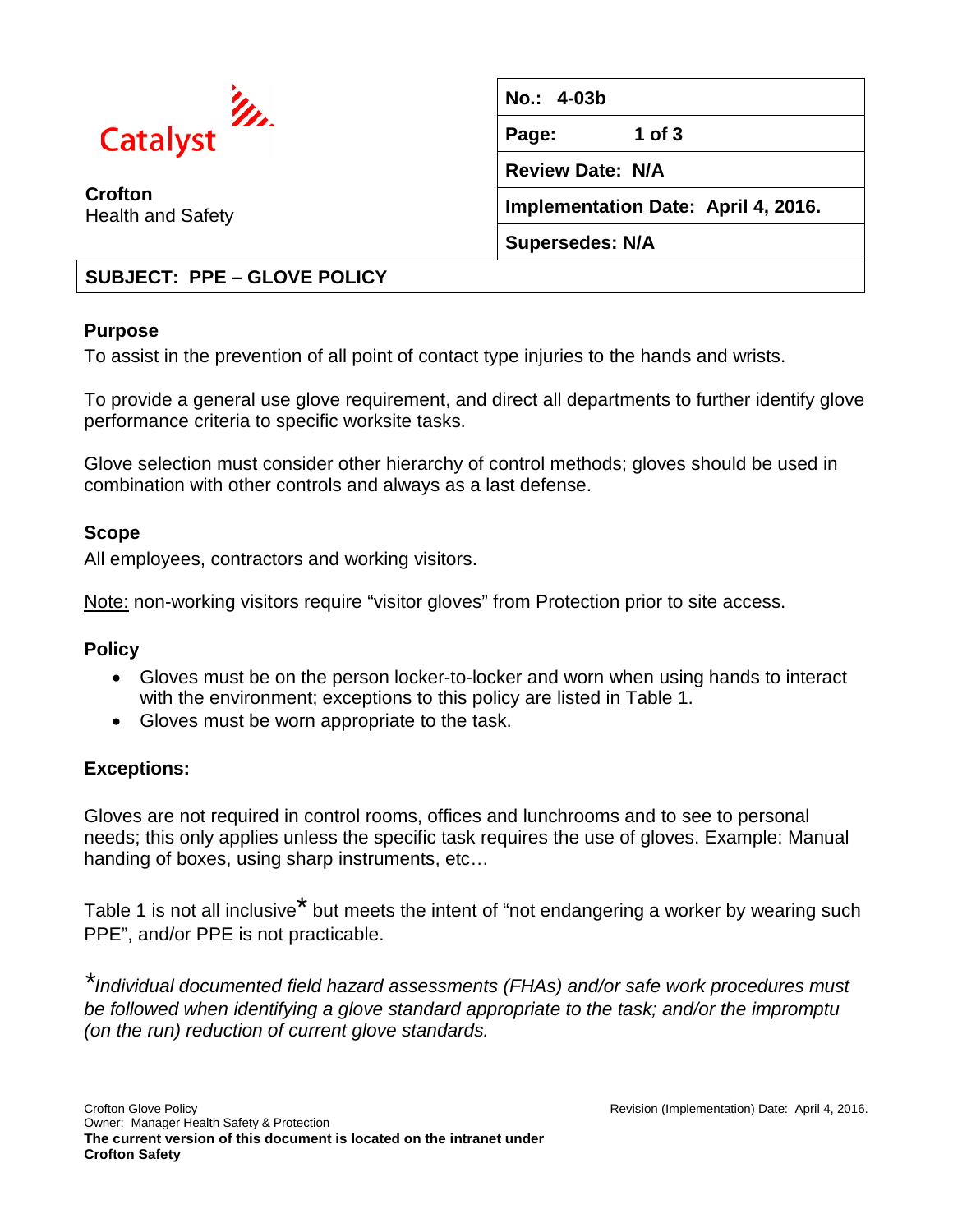Catalyst

**Crofton**
Health and Safety

| No.: 4-03b |
|---|
| Review Date: N/A |
| Implementation Date: April 4, 2016. |
| Supersedes: N/A |

**SUBJECT: PPE – GLOVE POLICY**

## Purpose

To assist in the prevention of all point of contact type injuries to the hands and wrists.

To provide a general use glove requirement, and direct all departments to further identify glove performance criteria to specific worksite tasks.

Glove selection must consider other hierarchy of control methods; gloves should be used in combination with other controls and always as a last defense.

## Scope

All employees, contractors and working visitors.

Note: non-working visitors require "visitor gloves" from Protection prior to site access.

## Policy

- Gloves must be on the person locker-to-locker and worn when using hands to interact with the environment; exceptions to this policy are listed in Table 1.
- Gloves must be worn appropriate to the task.

## Exceptions:

Gloves are not required in control rooms, offices and lunchrooms and to see to personal needs; this only applies unless the specific task requires the use of gloves. Example: Manual handing of boxes, using sharp instruments, etc…

Table 1 is not all inclusive* but meets the intent of "not endangering a worker by wearing such PPE", and/or PPE is not practicable.

*\*Individual documented field hazard assessments (FHAs) and/or safe work procedures must be followed when identifying a glove standard appropriate to the task; and/or the impromptu (on the run) reduction of current glove standards.*

Crofton Glove Policy
Owner: Manager Health Safety & Protection
**The current version of this document is located on the intranet under Crofton Safety**

Revision (Implementation) Date: April 4, 2016.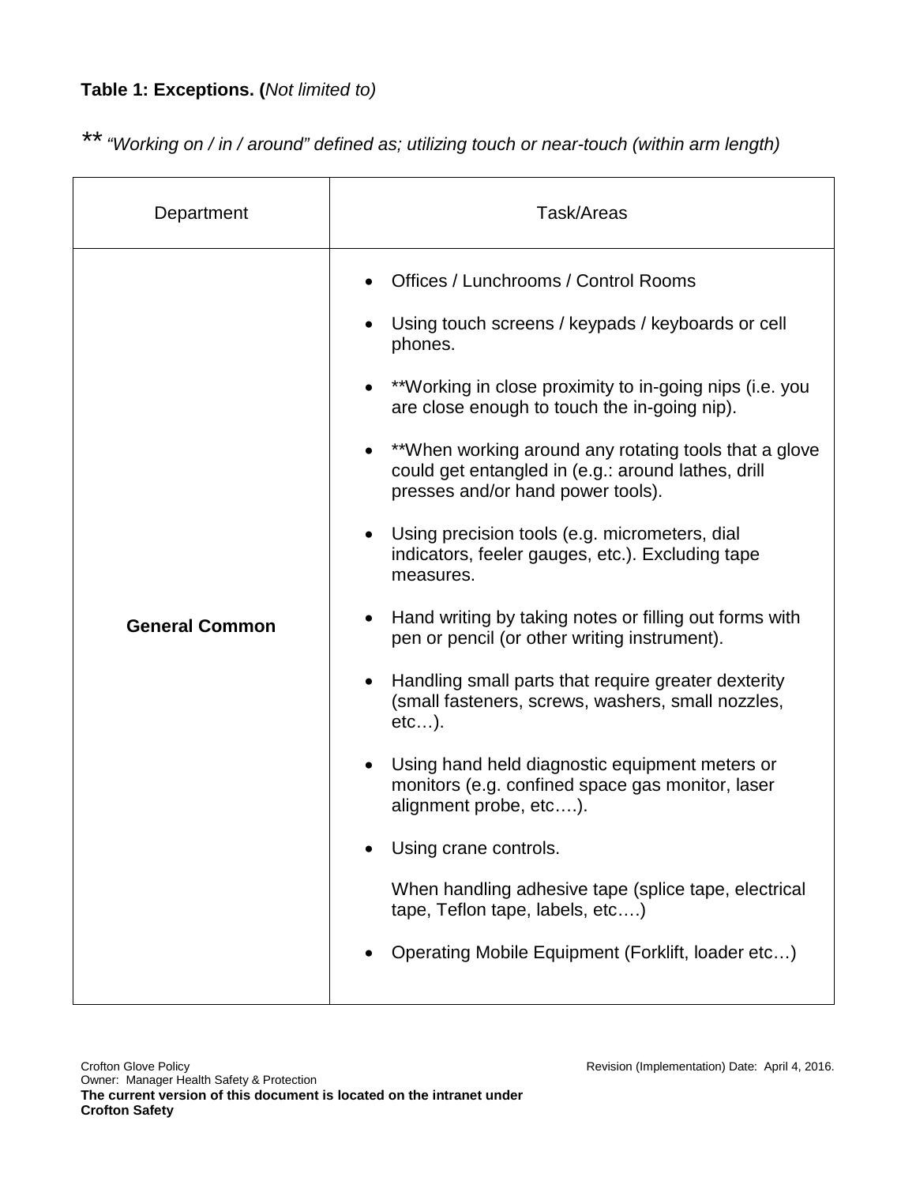**Table 1: Exceptions. (***Not limited to)*

\*\* *"Working on / in / around" defined as; utilizing touch or near-touch (within arm length)*

| Department | Task/Areas |
| --- | --- |
| **General Common** | • Offices / Lunchrooms / Control Rooms<br>• Using touch screens / keypads / keyboards or cell phones.<br>• \*\*Working in close proximity to in-going nips (i.e. you are close enough to touch the in-going nip).<br>• \*\*When working around any rotating tools that a glove could get entangled in (e.g.: around lathes, drill presses and/or hand power tools).<br>• Using precision tools (e.g. micrometers, dial indicators, feeler gauges, etc.). Excluding tape measures.<br>• Hand writing by taking notes or filling out forms with pen or pencil (or other writing instrument).<br>• Handling small parts that require greater dexterity (small fasteners, screws, washers, small nozzles, etc…).<br>• Using hand held diagnostic equipment meters or monitors (e.g. confined space gas monitor, laser alignment probe, etc….).<br>• Using crane controls.<br>When handling adhesive tape (splice tape, electrical tape, Teflon tape, labels, etc….)<br>• Operating Mobile Equipment (Forklift, loader etc…) |

Crofton Glove Policy
Owner: Manager Health Safety & Protection
**The current version of this document is located on the intranet under Crofton Safety**

Revision (Implementation) Date: April 4, 2016.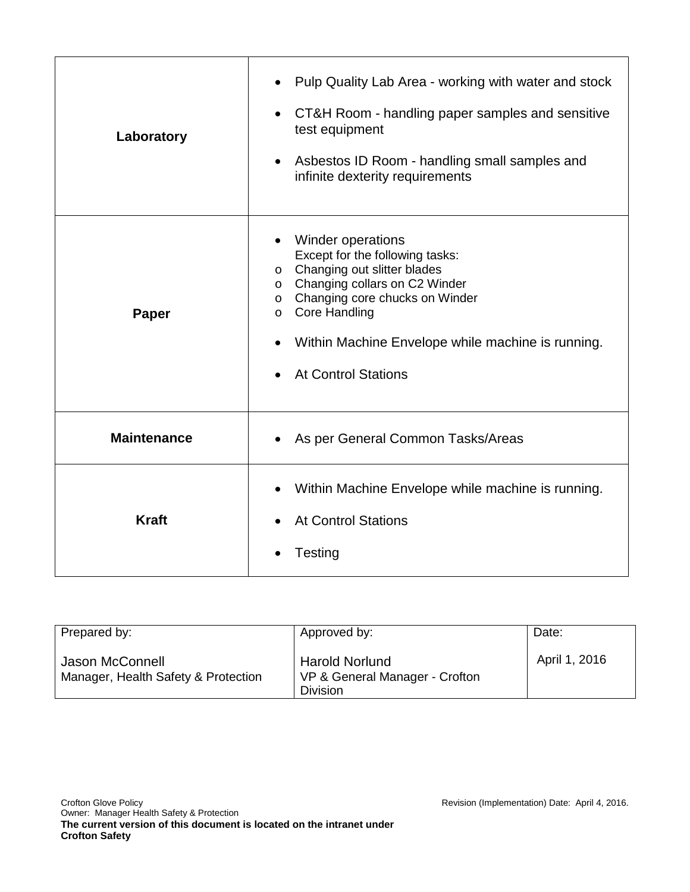| | |
|---|---|
| **Laboratory** | • Pulp Quality Lab Area - working with water and stock<br>• CT&H Room - handling paper samples and sensitive test equipment<br>• Asbestos ID Room - handling small samples and infinite dexterity requirements |
| **Paper** | • Winder operations<br>Except for the following tasks:<br>o Changing out slitter blades<br>o Changing collars on C2 Winder<br>o Changing core chucks on Winder<br>o Core Handling<br>• Within Machine Envelope while machine is running.<br>• At Control Stations |
| **Maintenance** | • As per General Common Tasks/Areas |
| **Kraft** | • Within Machine Envelope while machine is running.<br>• At Control Stations<br>• Testing |

| Prepared by: | Approved by: | Date: |
|---|---|---|
| Jason McConnell<br>Manager, Health Safety & Protection | Harold Norlund<br>VP & General Manager - Crofton Division | April 1, 2016 |

Crofton Glove Policy
Owner: Manager Health Safety & Protection
Revision (Implementation) Date: April 4, 2016.

**The current version of this document is located on the intranet under Crofton Safety**